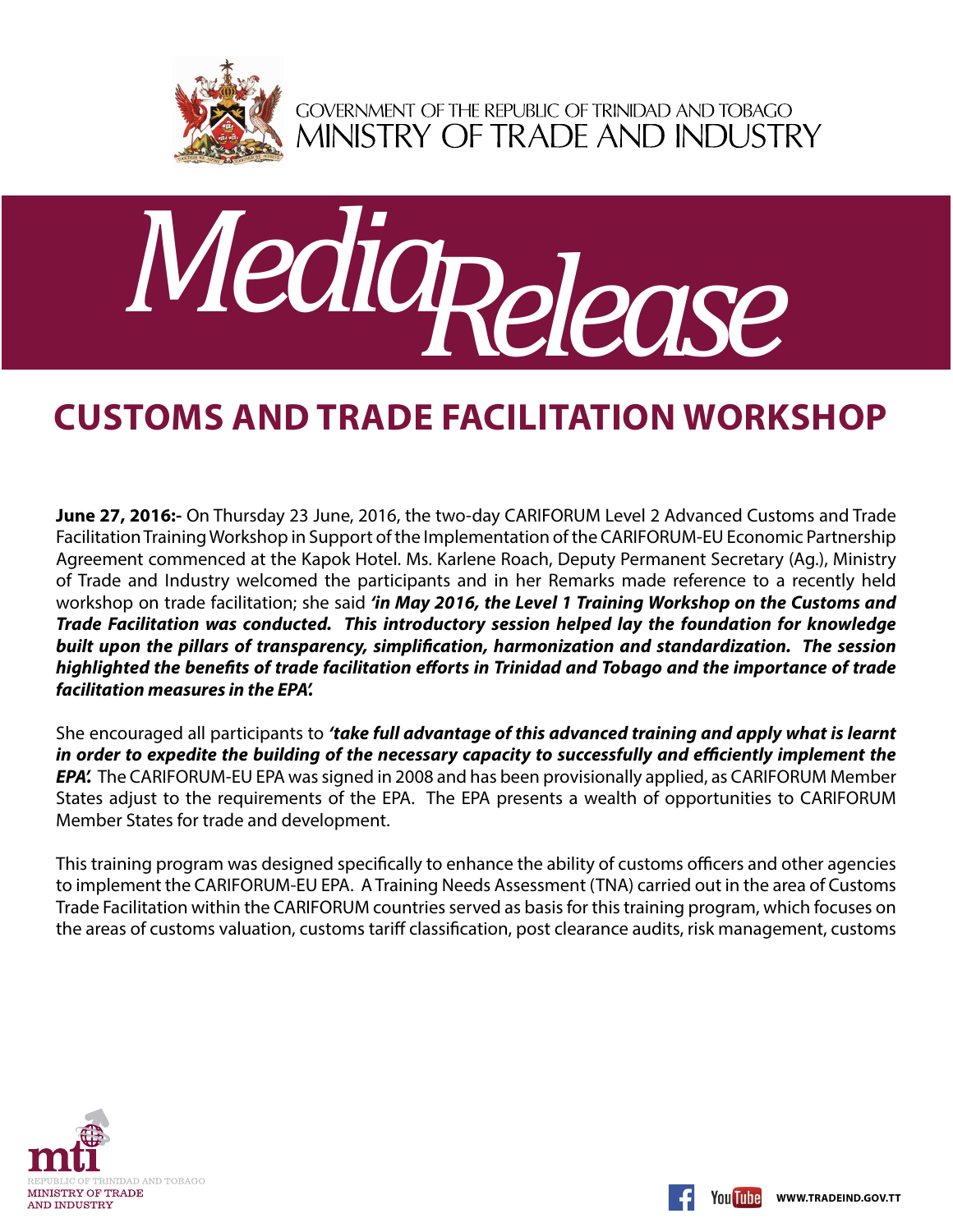GOVERNMENT OF THE REPUBLIC OF TRINIDAD AND TOBAGO
MINISTRY OF TRADE AND INDUSTRY

# Media Release

## CUSTOMS AND TRADE FACILITATION WORKSHOP

**June 27, 2016:-** On Thursday 23 June, 2016, the two-day CARIFORUM Level 2 Advanced Customs and Trade Facilitation Training Workshop in Support of the Implementation of the CARIFORUM-EU Economic Partnership Agreement commenced at the Kapok Hotel. Ms. Karlene Roach, Deputy Permanent Secretary (Ag.), Ministry of Trade and Industry welcomed the participants and in her Remarks made reference to a recently held workshop on trade facilitation; she said ***'in May 2016, the Level 1 Training Workshop on the Customs and Trade Facilitation was conducted. This introductory session helped lay the foundation for knowledge built upon the pillars of transparency, simplification, harmonization and standardization. The session highlighted the benefits of trade facilitation efforts in Trinidad and Tobago and the importance of trade facilitation measures in the EPA'.***

She encouraged all participants to ***'take full advantage of this advanced training and apply what is learnt in order to expedite the building of the necessary capacity to successfully and efficiently implement the EPA'.*** The CARIFORUM-EU EPA was signed in 2008 and has been provisionally applied, as CARIFORUM Member States adjust to the requirements of the EPA. The EPA presents a wealth of opportunities to CARIFORUM Member States for trade and development.

This training program was designed specifically to enhance the ability of customs officers and other agencies to implement the CARIFORUM-EU EPA. A Training Needs Assessment (TNA) carried out in the area of Customs Trade Facilitation within the CARIFORUM countries served as basis for this training program, which focuses on the areas of customs valuation, customs tariff classification, post clearance audits, risk management, customs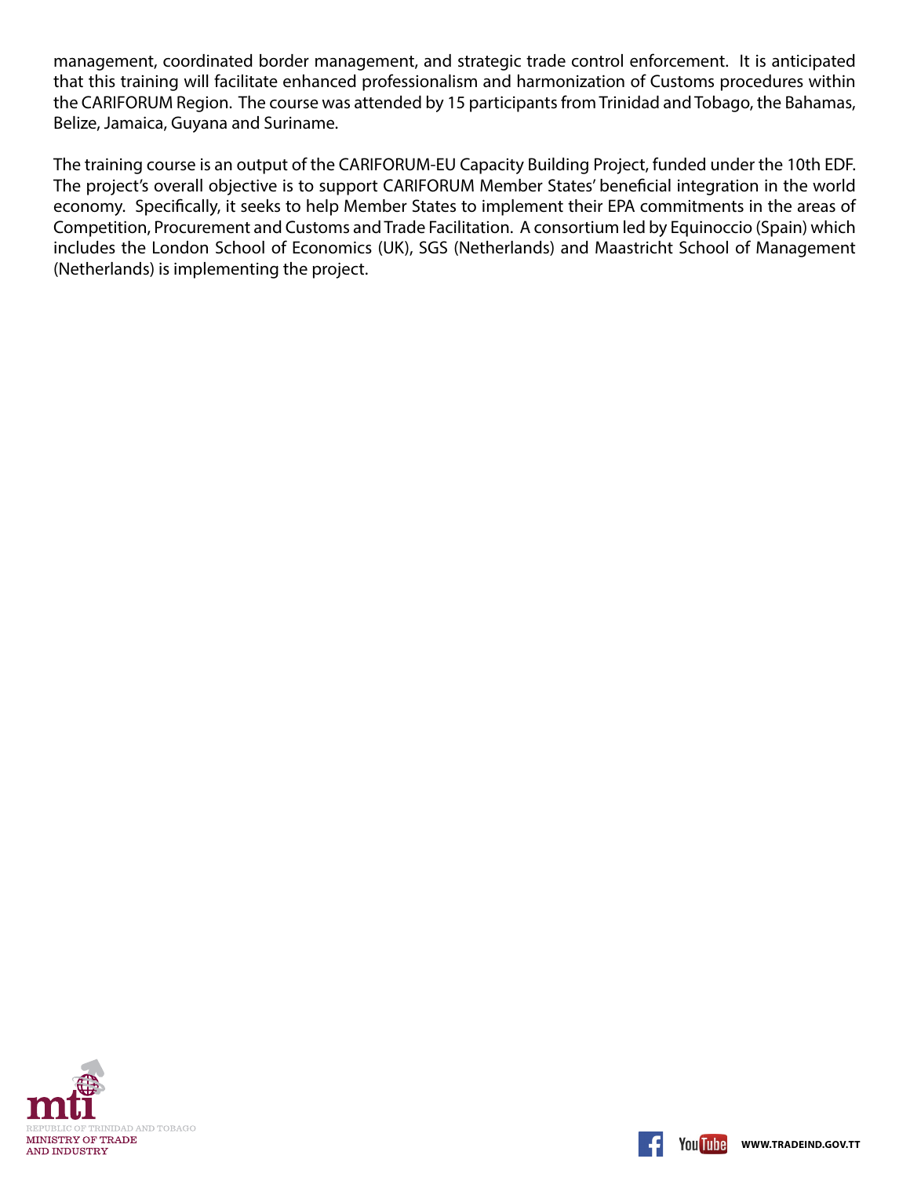management, coordinated border management, and strategic trade control enforcement. It is anticipated that this training will facilitate enhanced professionalism and harmonization of Customs procedures within the CARIFORUM Region. The course was attended by 15 participants from Trinidad and Tobago, the Bahamas, Belize, Jamaica, Guyana and Suriname.

The training course is an output of the CARIFORUM-EU Capacity Building Project, funded under the 10th EDF. The project's overall objective is to support CARIFORUM Member States' beneficial integration in the world economy. Specifically, it seeks to help Member States to implement their EPA commitments in the areas of Competition, Procurement and Customs and Trade Facilitation. A consortium led by Equinoccio (Spain) which includes the London School of Economics (UK), SGS (Netherlands) and Maastricht School of Management (Netherlands) is implementing the project.